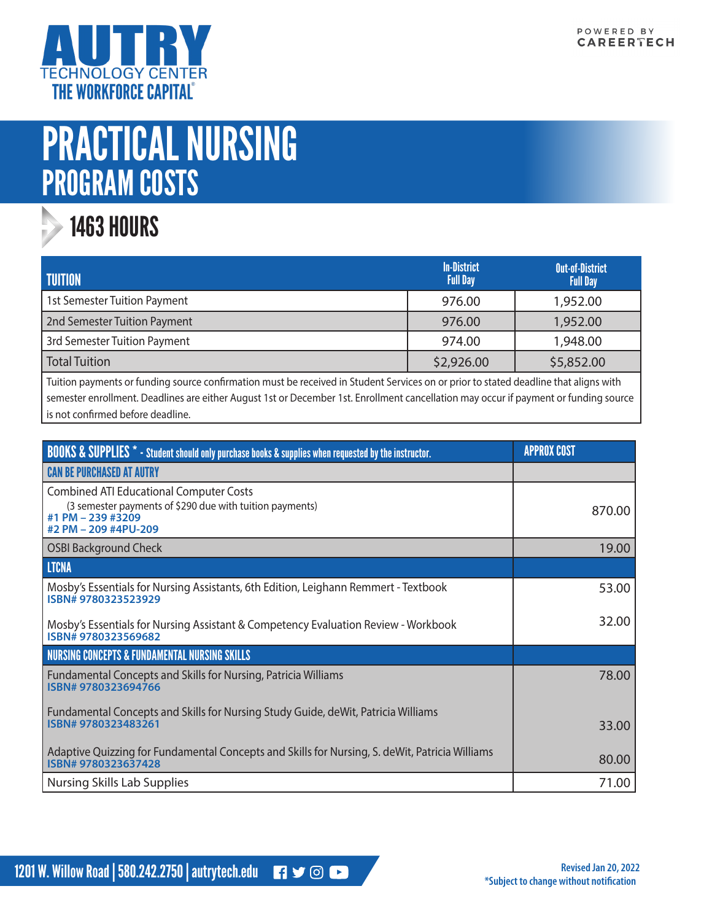AUTRY TECHNOLOGY CENTER
THE WORKFORCE CAPITAL®

POWERED BY CAREERTECH

# PRACTICAL NURSING
## PROGRAM COSTS

### 1463 HOURS

| TUITION | In-District Full Day | Out-of-District Full Day |
|---|---|---|
| 1st Semester Tuition Payment | 976.00 | 1,952.00 |
| 2nd Semester Tuition Payment | 976.00 | 1,952.00 |
| 3rd Semester Tuition Payment | 974.00 | 1,948.00 |
| Total Tuition | $2,926.00 | $5,852.00 |

Tuition payments or funding source confirmation must be received in Student Services on or prior to stated deadline that aligns with semester enrollment. Deadlines are either August 1st or December 1st. Enrollment cancellation may occur if payment or funding source is not confirmed before deadline.

| BOOKS & SUPPLIES * - Student should only purchase books & supplies when requested by the instructor. | APPROX COST |
|---|---|
| **CAN BE PURCHASED AT AUTRY** | |
| Combined ATI Educational Computer Costs (3 semester payments of $290 due with tuition payments) **#1 PM – 239 #3209** **#2 PM – 209 #4PU-209** | 870.00 |
| OSBI Background Check | 19.00 |
| **LTCNA** | |
| Mosby's Essentials for Nursing Assistants, 6th Edition, Leighann Remmert - Textbook **ISBN# 9780323523929** | 53.00 |
| Mosby's Essentials for Nursing Assistant & Competency Evaluation Review - Workbook **ISBN# 9780323569682** | 32.00 |
| **NURSING CONCEPTS & FUNDAMENTAL NURSING SKILLS** | |
| Fundamental Concepts and Skills for Nursing, Patricia Williams **ISBN# 9780323694766** | 78.00 |
| Fundamental Concepts and Skills for Nursing Study Guide, deWit, Patricia Williams **ISBN# 9780323483261** | 33.00 |
| Adaptive Quizzing for Fundamental Concepts and Skills for Nursing, S. deWit, Patricia Williams **ISBN# 9780323637428** | 80.00 |
| Nursing Skills Lab Supplies | 71.00 |

1201 W. Willow Road | 580.242.2750 | autrytech.edu

Revised Jan 20, 2022
*Subject to change without notification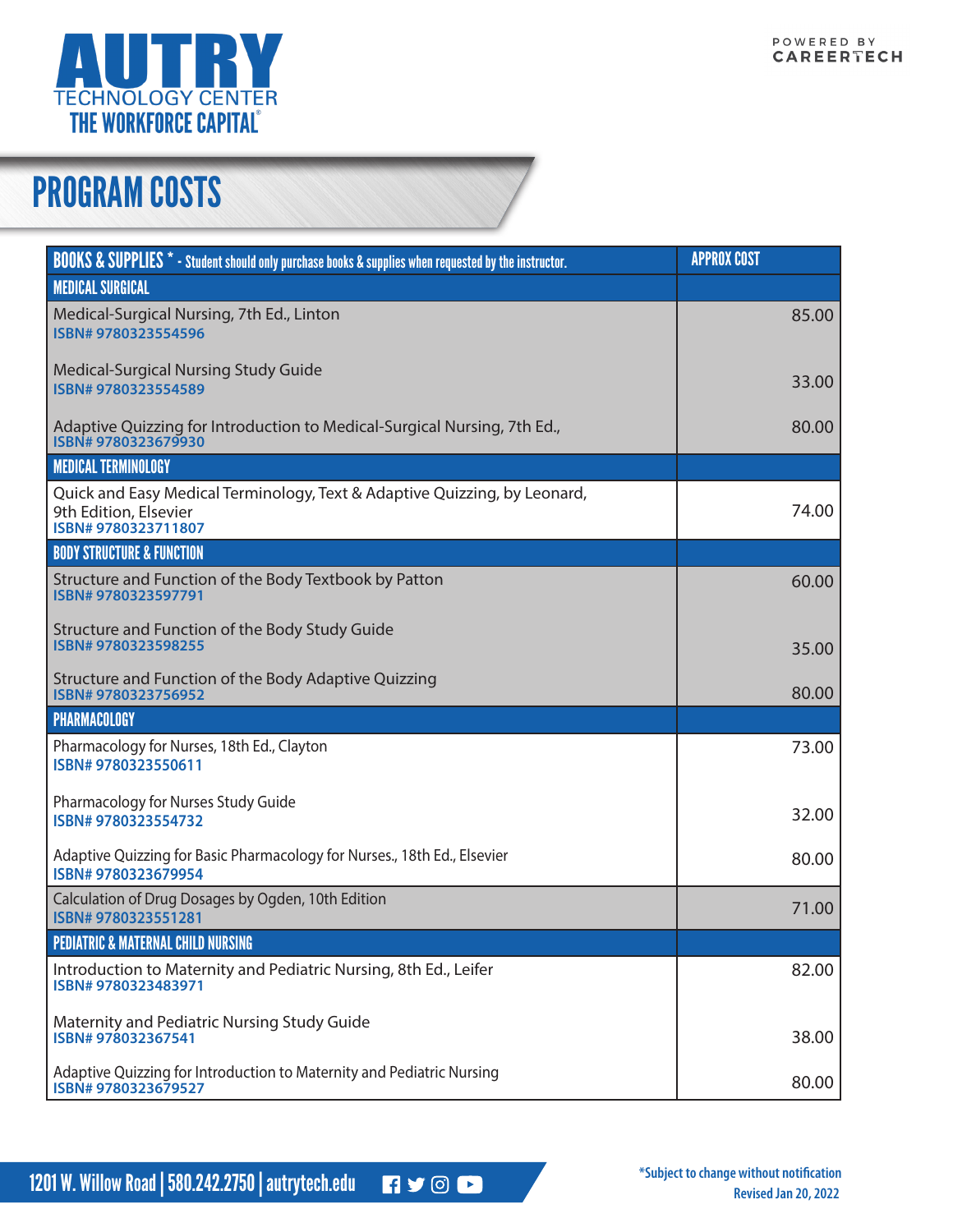# PROGRAM COSTS

| BOOKS & SUPPLIES * - Student should only purchase books & supplies when requested by the instructor. | APPROX COST |
|---|---|
| **MEDICAL SURGICAL** | |
| Medical-Surgical Nursing, 7th Ed., Linton<br>ISBN# 9780323554596 | 85.00 |
| Medical-Surgical Nursing Study Guide<br>ISBN# 9780323554589 | 33.00 |
| Adaptive Quizzing for Introduction to Medical-Surgical Nursing, 7th Ed.,<br>ISBN# 9780323679930 | 80.00 |
| **MEDICAL TERMINOLOGY** | |
| Quick and Easy Medical Terminology, Text & Adaptive Quizzing, by Leonard, 9th Edition, Elsevier<br>ISBN# 9780323711807 | 74.00 |
| **BODY STRUCTURE & FUNCTION** | |
| Structure and Function of the Body Textbook by Patton<br>ISBN# 9780323597791 | 60.00 |
| Structure and Function of the Body Study Guide<br>ISBN# 9780323598255 | 35.00 |
| Structure and Function of the Body Adaptive Quizzing<br>ISBN# 9780323756952 | 80.00 |
| **PHARMACOLOGY** | |
| Pharmacology for Nurses, 18th Ed., Clayton<br>ISBN# 9780323550611 | 73.00 |
| Pharmacology for Nurses Study Guide<br>ISBN# 9780323554732 | 32.00 |
| Adaptive Quizzing for Basic Pharmacology for Nurses., 18th Ed., Elsevier<br>ISBN# 9780323679954 | 80.00 |
| Calculation of Drug Dosages by Ogden, 10th Edition<br>ISBN# 9780323551281 | 71.00 |
| **PEDIATRIC & MATERNAL CHILD NURSING** | |
| Introduction to Maternity and Pediatric Nursing, 8th Ed., Leifer<br>ISBN# 9780323483971 | 82.00 |
| Maternity and Pediatric Nursing Study Guide<br>ISBN# 978032367541 | 38.00 |
| Adaptive Quizzing for Introduction to Maternity and Pediatric Nursing<br>ISBN# 9780323679527 | 80.00 |

*Subject to change without notification
Revised Jan 20, 2022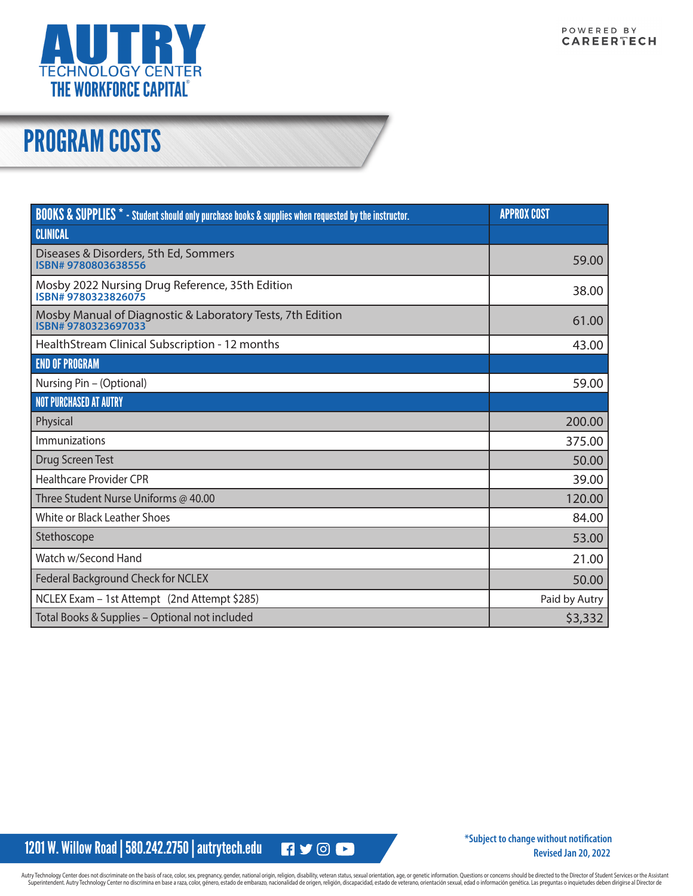# PROGRAM COSTS

| BOOKS & SUPPLIES * - Student should only purchase books & supplies when requested by the instructor. | APPROX COST |
|---|---|
| **CLINICAL** | |
| Diseases & Disorders, 5th Ed, Sommers<br>ISBN# 9780803638556 | 59.00 |
| Mosby 2022 Nursing Drug Reference, 35th Edition<br>ISBN# 9780323826075 | 38.00 |
| Mosby Manual of Diagnostic & Laboratory Tests, 7th Edition<br>ISBN# 9780323697033 | 61.00 |
| HealthStream Clinical Subscription - 12 months | 43.00 |
| **END OF PROGRAM** | |
| Nursing Pin – (Optional) | 59.00 |
| **NOT PURCHASED AT AUTRY** | |
| Physical | 200.00 |
| Immunizations | 375.00 |
| Drug Screen Test | 50.00 |
| Healthcare Provider CPR | 39.00 |
| Three Student Nurse Uniforms @ 40.00 | 120.00 |
| White or Black Leather Shoes | 84.00 |
| Stethoscope | 53.00 |
| Watch w/Second Hand | 21.00 |
| Federal Background Check for NCLEX | 50.00 |
| NCLEX Exam – 1st Attempt (2nd Attempt $285) | Paid by Autry |
| Total Books & Supplies – Optional not included | $3,332 |

1201 W. Willow Road | 580.242.2750 | autrytech.edu

*Subject to change without notification
Revised Jan 20, 2022

Autry Technology Center does not discriminate on the basis of race, color, sex, pregnancy, gender, national origin, religion, disability, veteran status, sexual orientation, age, or genetic information. Questions or concerns should be directed to the Director of Student Services or the Assistant Superintendent. Autry Technology Center no discrimina en base a raza, color, género, estado de embarazo, nacionalidad de origen, religión, discapacidad, estado de veterano, orientación sexual, edad o información genética. Las preguntas o inquietudes deben dirigirse al Director de